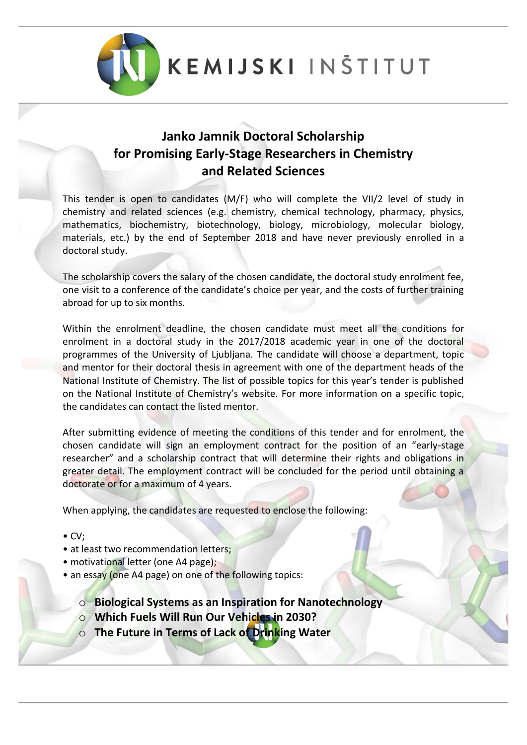KEMIJSKI INŠTITUT

# Janko Jamnik Doctoral Scholarship for Promising Early-Stage Researchers in Chemistry and Related Sciences

This tender is open to candidates (M/F) who will complete the VII/2 level of study in chemistry and related sciences (e.g. chemistry, chemical technology, pharmacy, physics, mathematics, biochemistry, biotechnology, biology, microbiology, molecular biology, materials, etc.) by the end of September 2018 and have never previously enrolled in a doctoral study.

The scholarship covers the salary of the chosen candidate, the doctoral study enrolment fee, one visit to a conference of the candidate's choice per year, and the costs of further training abroad for up to six months.

Within the enrolment deadline, the chosen candidate must meet all the conditions for enrolment in a doctoral study in the 2017/2018 academic year in one of the doctoral programmes of the University of Ljubljana. The candidate will choose a department, topic and mentor for their doctoral thesis in agreement with one of the department heads of the National Institute of Chemistry. The list of possible topics for this year's tender is published on the National Institute of Chemistry's website. For more information on a specific topic, the candidates can contact the listed mentor.

After submitting evidence of meeting the conditions of this tender and for enrolment, the chosen candidate will sign an employment contract for the position of an "early-stage researcher" and a scholarship contract that will determine their rights and obligations in greater detail. The employment contract will be concluded for the period until obtaining a doctorate or for a maximum of 4 years.

When applying, the candidates are requested to enclose the following:

- CV;
- at least two recommendation letters;
- motivational letter (one A4 page);
- an essay (one A4 page) on one of the following topics:
  - **Biological Systems as an Inspiration for Nanotechnology**
  - **Which Fuels Will Run Our Vehicles in 2030?**
  - **The Future in Terms of Lack of Drinking Water**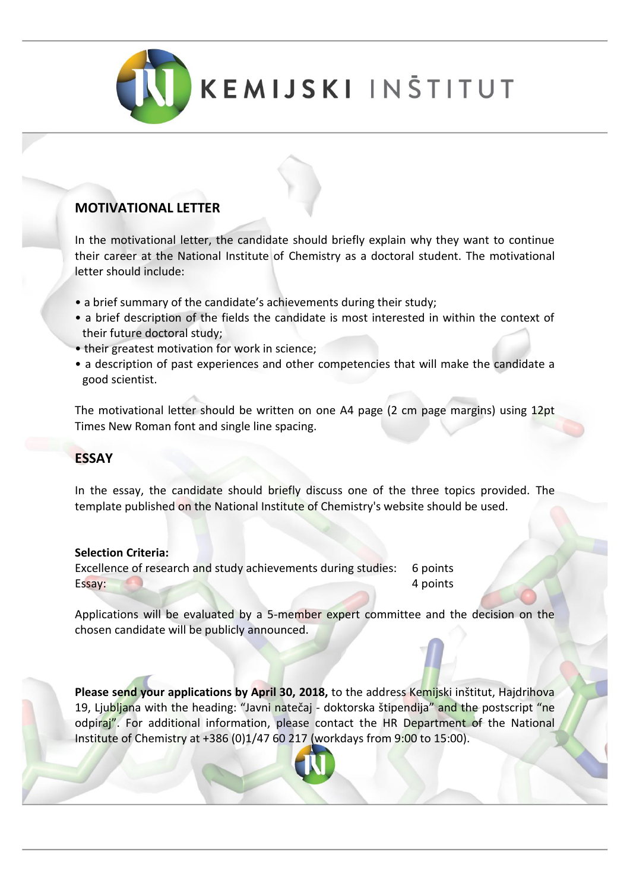## MOTIVATIONAL LETTER

In the motivational letter, the candidate should briefly explain why they want to continue their career at the National Institute of Chemistry as a doctoral student. The motivational letter should include:

- a brief summary of the candidate's achievements during their study;
- a brief description of the fields the candidate is most interested in within the context of their future doctoral study;
- their greatest motivation for work in science;
- a description of past experiences and other competencies that will make the candidate a good scientist.

The motivational letter should be written on one A4 page (2 cm page margins) using 12pt Times New Roman font and single line spacing.

## ESSAY

In the essay, the candidate should briefly discuss one of the three topics provided. The template published on the National Institute of Chemistry's website should be used.

**Selection Criteria:**

| | |
|---|---|
| Excellence of research and study achievements during studies: | 6 points |
| Essay: | 4 points |

Applications will be evaluated by a 5-member expert committee and the decision on the chosen candidate will be publicly announced.

**Please send your applications by April 30, 2018,** to the address Kemijski inštitut, Hajdrihova 19, Ljubljana with the heading: "Javni natečaj - doktorska štipendija" and the postscript "ne odpiraj". For additional information, please contact the HR Department of the National Institute of Chemistry at +386 (0)1/47 60 217 (workdays from 9:00 to 15:00).